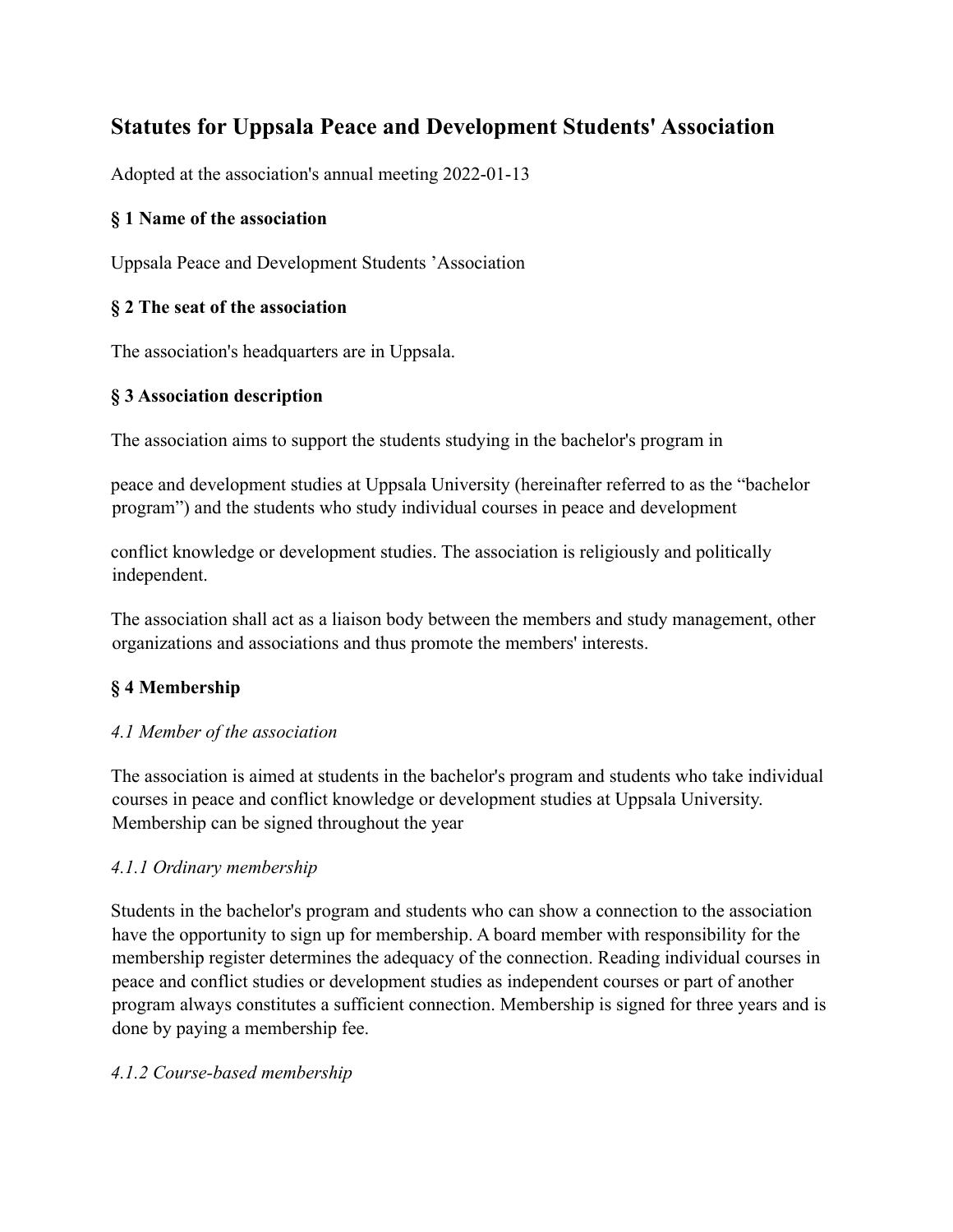# Statutes for Uppsala Peace and Development Students' Association

Adopted at the association's annual meeting 2022-01-13

### § 1 Name of the association

Uppsala Peace and Development Students ’Association

### § 2 The seat of the association

The association's headquarters are in Uppsala.

### § 3 Association description

The association aims to support the students studying in the bachelor's program in peace and development studies at Uppsala University (hereinafter referred to as the “bachelor program”) and the students who study individual courses in peace and development conflict knowledge or development studies. The association is religiously and politically independent.

The association shall act as a liaison body between the members and study management, other organizations and associations and thus promote the members' interests.

### § 4 Membership

*4.1 Member of the association*

The association is aimed at students in the bachelor's program and students who take individual courses in peace and conflict knowledge or development studies at Uppsala University. Membership can be signed throughout the year

*4.1.1 Ordinary membership*

Students in the bachelor's program and students who can show a connection to the association have the opportunity to sign up for membership. A board member with responsibility for the membership register determines the adequacy of the connection. Reading individual courses in peace and conflict studies or development studies as independent courses or part of another program always constitutes a sufficient connection. Membership is signed for three years and is done by paying a membership fee.

*4.1.2 Course-based membership*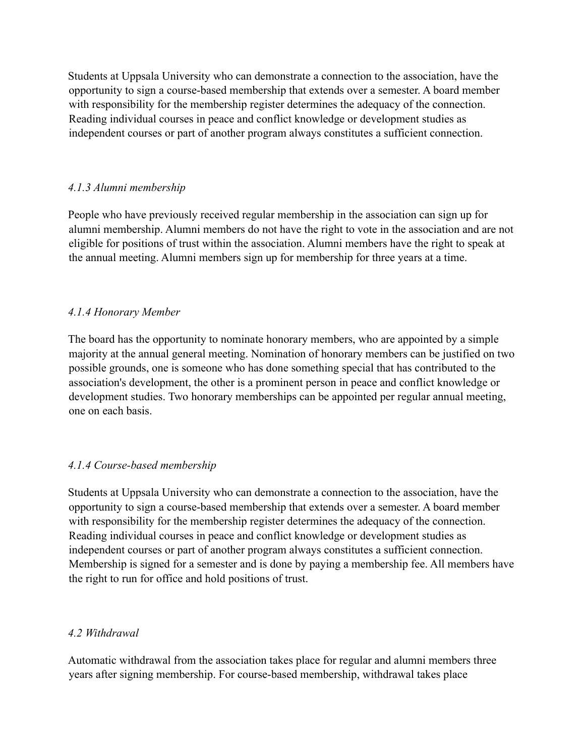Students at Uppsala University who can demonstrate a connection to the association, have the opportunity to sign a course-based membership that extends over a semester. A board member with responsibility for the membership register determines the adequacy of the connection. Reading individual courses in peace and conflict knowledge or development studies as independent courses or part of another program always constitutes a sufficient connection.

*4.1.3 Alumni membership*

People who have previously received regular membership in the association can sign up for alumni membership. Alumni members do not have the right to vote in the association and are not eligible for positions of trust within the association. Alumni members have the right to speak at the annual meeting. Alumni members sign up for membership for three years at a time.

*4.1.4 Honorary Member*

The board has the opportunity to nominate honorary members, who are appointed by a simple majority at the annual general meeting. Nomination of honorary members can be justified on two possible grounds, one is someone who has done something special that has contributed to the association's development, the other is a prominent person in peace and conflict knowledge or development studies. Two honorary memberships can be appointed per regular annual meeting, one on each basis.

*4.1.4 Course-based membership*

Students at Uppsala University who can demonstrate a connection to the association, have the opportunity to sign a course-based membership that extends over a semester. A board member with responsibility for the membership register determines the adequacy of the connection. Reading individual courses in peace and conflict knowledge or development studies as independent courses or part of another program always constitutes a sufficient connection. Membership is signed for a semester and is done by paying a membership fee. All members have the right to run for office and hold positions of trust.

*4.2 Withdrawal*

Automatic withdrawal from the association takes place for regular and alumni members three years after signing membership. For course-based membership, withdrawal takes place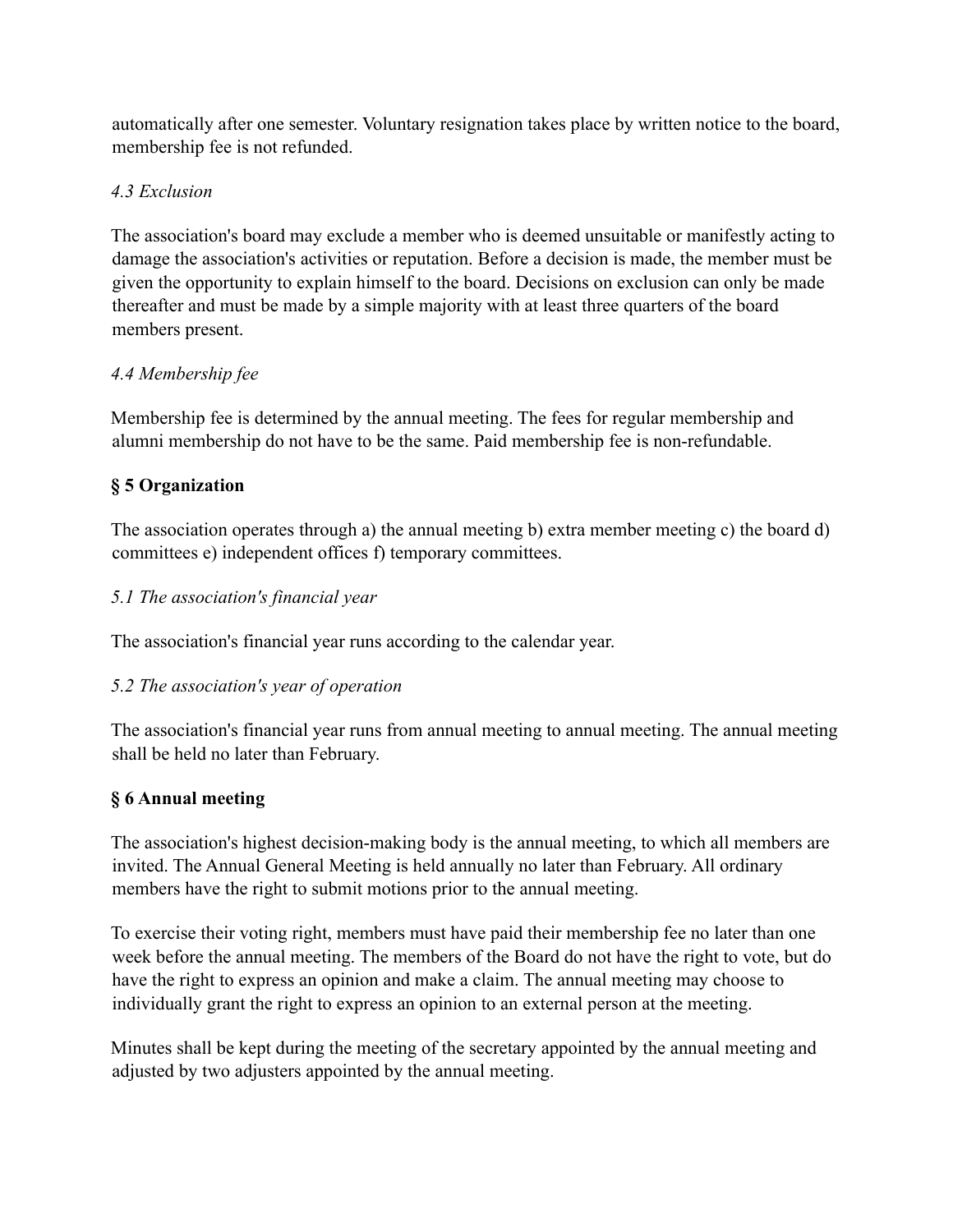automatically after one semester. Voluntary resignation takes place by written notice to the board, membership fee is not refunded.

*4.3 Exclusion*

The association's board may exclude a member who is deemed unsuitable or manifestly acting to damage the association's activities or reputation. Before a decision is made, the member must be given the opportunity to explain himself to the board. Decisions on exclusion can only be made thereafter and must be made by a simple majority with at least three quarters of the board members present.

*4.4 Membership fee*

Membership fee is determined by the annual meeting. The fees for regular membership and alumni membership do not have to be the same. Paid membership fee is non-refundable.

## § 5 Organization

The association operates through a) the annual meeting b) extra member meeting c) the board d) committees e) independent offices f) temporary committees.

*5.1 The association's financial year*

The association's financial year runs according to the calendar year.

*5.2 The association's year of operation*

The association's financial year runs from annual meeting to annual meeting. The annual meeting shall be held no later than February.

## § 6 Annual meeting

The association's highest decision-making body is the annual meeting, to which all members are invited. The Annual General Meeting is held annually no later than February. All ordinary members have the right to submit motions prior to the annual meeting.

To exercise their voting right, members must have paid their membership fee no later than one week before the annual meeting. The members of the Board do not have the right to vote, but do have the right to express an opinion and make a claim. The annual meeting may choose to individually grant the right to express an opinion to an external person at the meeting.

Minutes shall be kept during the meeting of the secretary appointed by the annual meeting and adjusted by two adjusters appointed by the annual meeting.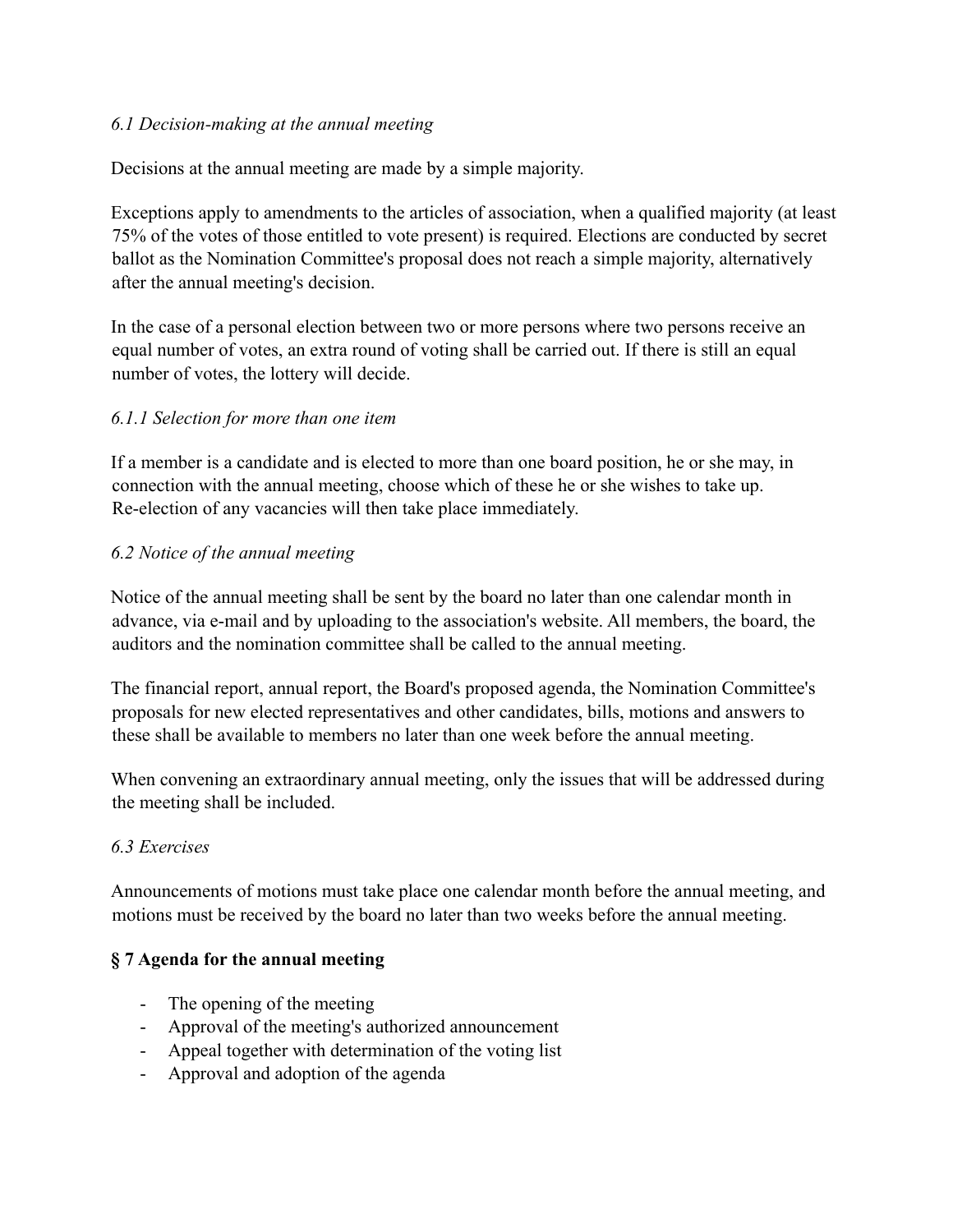*6.1 Decision-making at the annual meeting*

Decisions at the annual meeting are made by a simple majority.

Exceptions apply to amendments to the articles of association, when a qualified majority (at least 75% of the votes of those entitled to vote present) is required. Elections are conducted by secret ballot as the Nomination Committee's proposal does not reach a simple majority, alternatively after the annual meeting's decision.

In the case of a personal election between two or more persons where two persons receive an equal number of votes, an extra round of voting shall be carried out. If there is still an equal number of votes, the lottery will decide.

*6.1.1 Selection for more than one item*

If a member is a candidate and is elected to more than one board position, he or she may, in connection with the annual meeting, choose which of these he or she wishes to take up. Re-election of any vacancies will then take place immediately.

*6.2 Notice of the annual meeting*

Notice of the annual meeting shall be sent by the board no later than one calendar month in advance, via e-mail and by uploading to the association's website. All members, the board, the auditors and the nomination committee shall be called to the annual meeting.

The financial report, annual report, the Board's proposed agenda, the Nomination Committee's proposals for new elected representatives and other candidates, bills, motions and answers to these shall be available to members no later than one week before the annual meeting.

When convening an extraordinary annual meeting, only the issues that will be addressed during the meeting shall be included.

*6.3 Exercises*

Announcements of motions must take place one calendar month before the annual meeting, and motions must be received by the board no later than two weeks before the annual meeting.

**§ 7 Agenda for the annual meeting**

- The opening of the meeting
- Approval of the meeting's authorized announcement
- Appeal together with determination of the voting list
- Approval and adoption of the agenda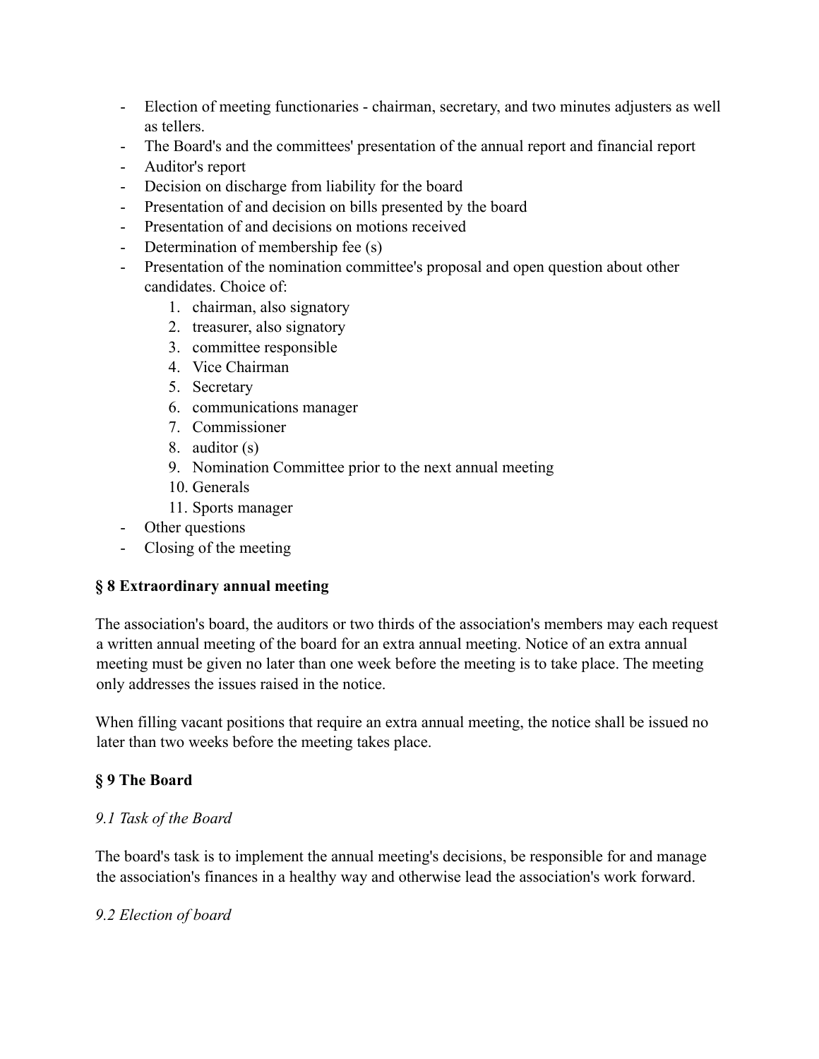- Election of meeting functionaries - chairman, secretary, and two minutes adjusters as well as tellers.
- The Board's and the committees' presentation of the annual report and financial report
- Auditor's report
- Decision on discharge from liability for the board
- Presentation of and decision on bills presented by the board
- Presentation of and decisions on motions received
- Determination of membership fee (s)
- Presentation of the nomination committee's proposal and open question about other candidates. Choice of:
    1. chairman, also signatory
    2. treasurer, also signatory
    3. committee responsible
    4. Vice Chairman
    5. Secretary
    6. communications manager
    7. Commissioner
    8. auditor (s)
    9. Nomination Committee prior to the next annual meeting
    10. Generals
    11. Sports manager
- Other questions
- Closing of the meeting

### § 8 Extraordinary annual meeting

The association's board, the auditors or two thirds of the association's members may each request a written annual meeting of the board for an extra annual meeting. Notice of an extra annual meeting must be given no later than one week before the meeting is to take place. The meeting only addresses the issues raised in the notice.

When filling vacant positions that require an extra annual meeting, the notice shall be issued no later than two weeks before the meeting takes place.

### § 9 The Board

*9.1 Task of the Board*

The board's task is to implement the annual meeting's decisions, be responsible for and manage the association's finances in a healthy way and otherwise lead the association's work forward.

*9.2 Election of board*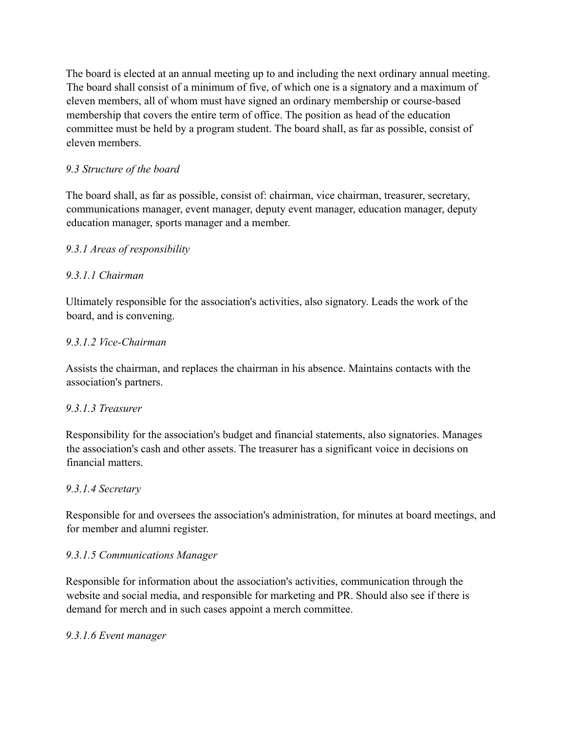The board is elected at an annual meeting up to and including the next ordinary annual meeting. The board shall consist of a minimum of five, of which one is a signatory and a maximum of eleven members, all of whom must have signed an ordinary membership or course-based membership that covers the entire term of office. The position as head of the education committee must be held by a program student. The board shall, as far as possible, consist of eleven members.

### *9.3 Structure of the board*

The board shall, as far as possible, consist of: chairman, vice chairman, treasurer, secretary, communications manager, event manager, deputy event manager, education manager, deputy education manager, sports manager and a member.

#### *9.3.1 Areas of responsibility*

##### *9.3.1.1 Chairman*

Ultimately responsible for the association's activities, also signatory. Leads the work of the board, and is convening.

##### *9.3.1.2 Vice-Chairman*

Assists the chairman, and replaces the chairman in his absence. Maintains contacts with the association's partners.

##### *9.3.1.3 Treasurer*

Responsibility for the association's budget and financial statements, also signatories. Manages the association's cash and other assets. The treasurer has a significant voice in decisions on financial matters.

##### *9.3.1.4 Secretary*

Responsible for and oversees the association's administration, for minutes at board meetings, and for member and alumni register.

##### *9.3.1.5 Communications Manager*

Responsible for information about the association's activities, communication through the website and social media, and responsible for marketing and PR. Should also see if there is demand for merch and in such cases appoint a merch committee.

##### *9.3.1.6 Event manager*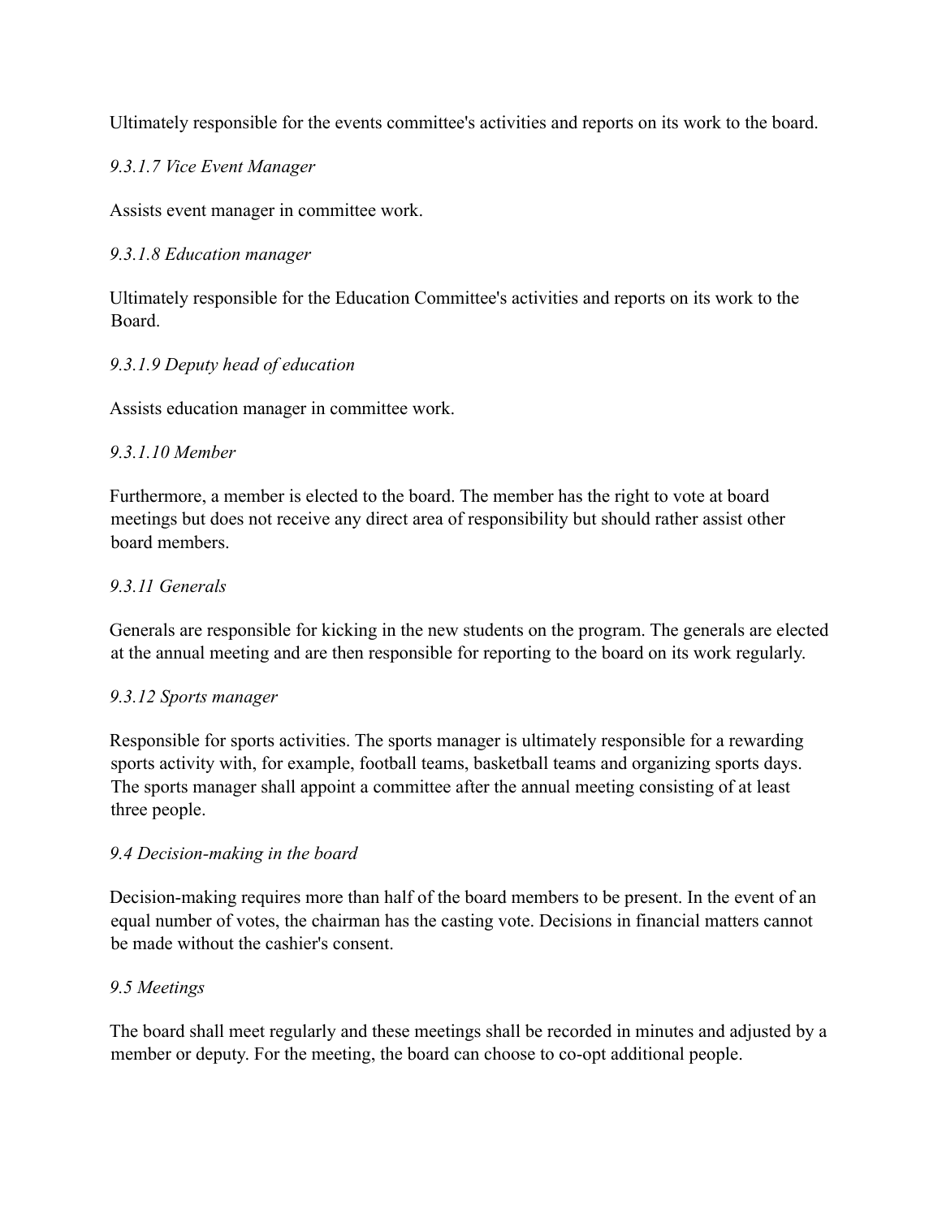Ultimately responsible for the events committee's activities and reports on its work to the board.

*9.3.1.7 Vice Event Manager*

Assists event manager in committee work.

*9.3.1.8 Education manager*

Ultimately responsible for the Education Committee's activities and reports on its work to the Board.

*9.3.1.9 Deputy head of education*

Assists education manager in committee work.

*9.3.1.10 Member*

Furthermore, a member is elected to the board. The member has the right to vote at board meetings but does not receive any direct area of responsibility but should rather assist other board members.

*9.3.11 Generals*

Generals are responsible for kicking in the new students on the program. The generals are elected at the annual meeting and are then responsible for reporting to the board on its work regularly.

*9.3.12 Sports manager*

Responsible for sports activities. The sports manager is ultimately responsible for a rewarding sports activity with, for example, football teams, basketball teams and organizing sports days. The sports manager shall appoint a committee after the annual meeting consisting of at least three people.

*9.4 Decision-making in the board*

Decision-making requires more than half of the board members to be present. In the event of an equal number of votes, the chairman has the casting vote. Decisions in financial matters cannot be made without the cashier's consent.

*9.5 Meetings*

The board shall meet regularly and these meetings shall be recorded in minutes and adjusted by a member or deputy. For the meeting, the board can choose to co-opt additional people.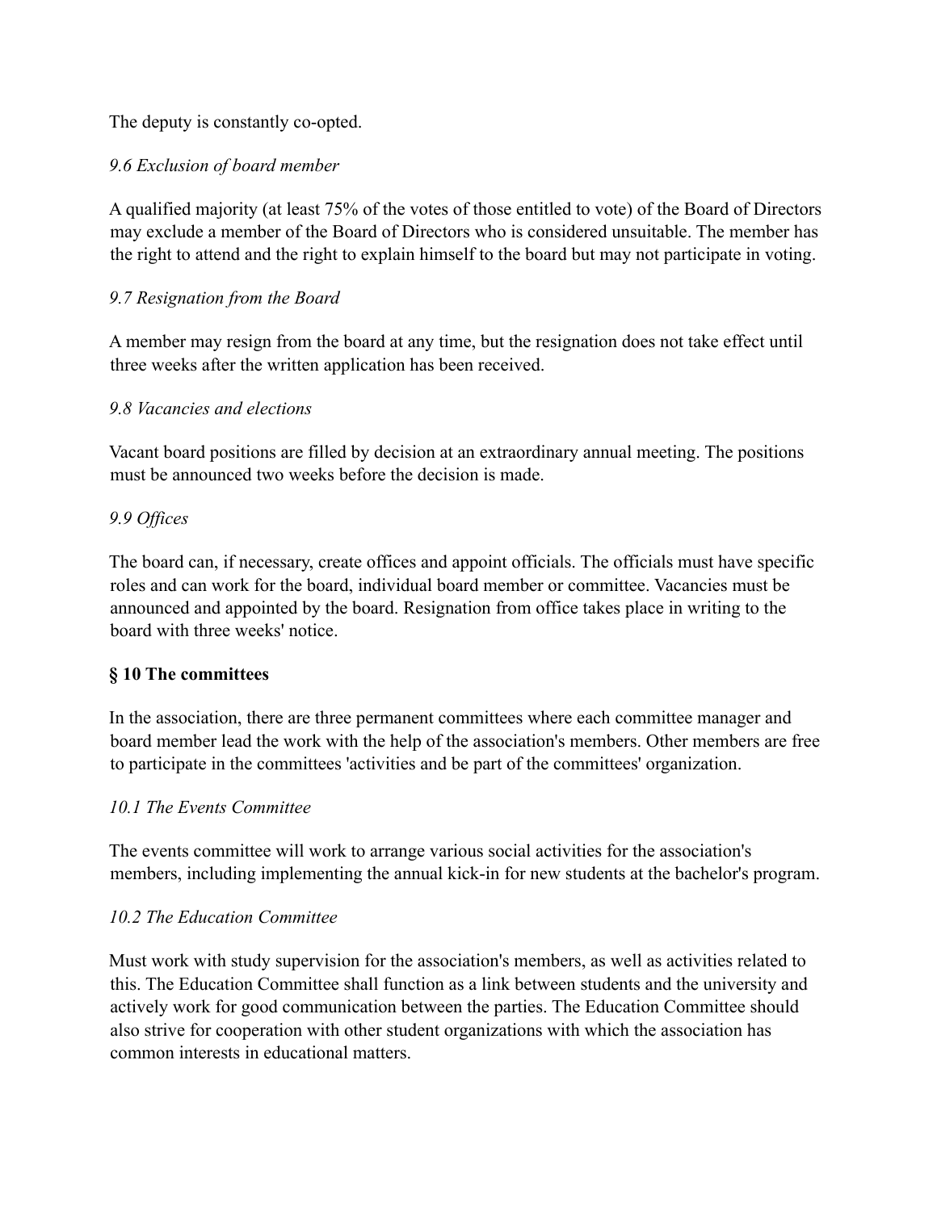The deputy is constantly co-opted.

*9.6 Exclusion of board member*

A qualified majority (at least 75% of the votes of those entitled to vote) of the Board of Directors may exclude a member of the Board of Directors who is considered unsuitable. The member has the right to attend and the right to explain himself to the board but may not participate in voting.

*9.7 Resignation from the Board*

A member may resign from the board at any time, but the resignation does not take effect until three weeks after the written application has been received.

*9.8 Vacancies and elections*

Vacant board positions are filled by decision at an extraordinary annual meeting. The positions must be announced two weeks before the decision is made.

*9.9 Offices*

The board can, if necessary, create offices and appoint officials. The officials must have specific roles and can work for the board, individual board member or committee. Vacancies must be announced and appointed by the board. Resignation from office takes place in writing to the board with three weeks' notice.

## § 10 The committees

In the association, there are three permanent committees where each committee manager and board member lead the work with the help of the association's members. Other members are free to participate in the committees 'activities and be part of the committees' organization.

*10.1 The Events Committee*

The events committee will work to arrange various social activities for the association's members, including implementing the annual kick-in for new students at the bachelor's program.

*10.2 The Education Committee*

Must work with study supervision for the association's members, as well as activities related to this. The Education Committee shall function as a link between students and the university and actively work for good communication between the parties. The Education Committee should also strive for cooperation with other student organizations with which the association has common interests in educational matters.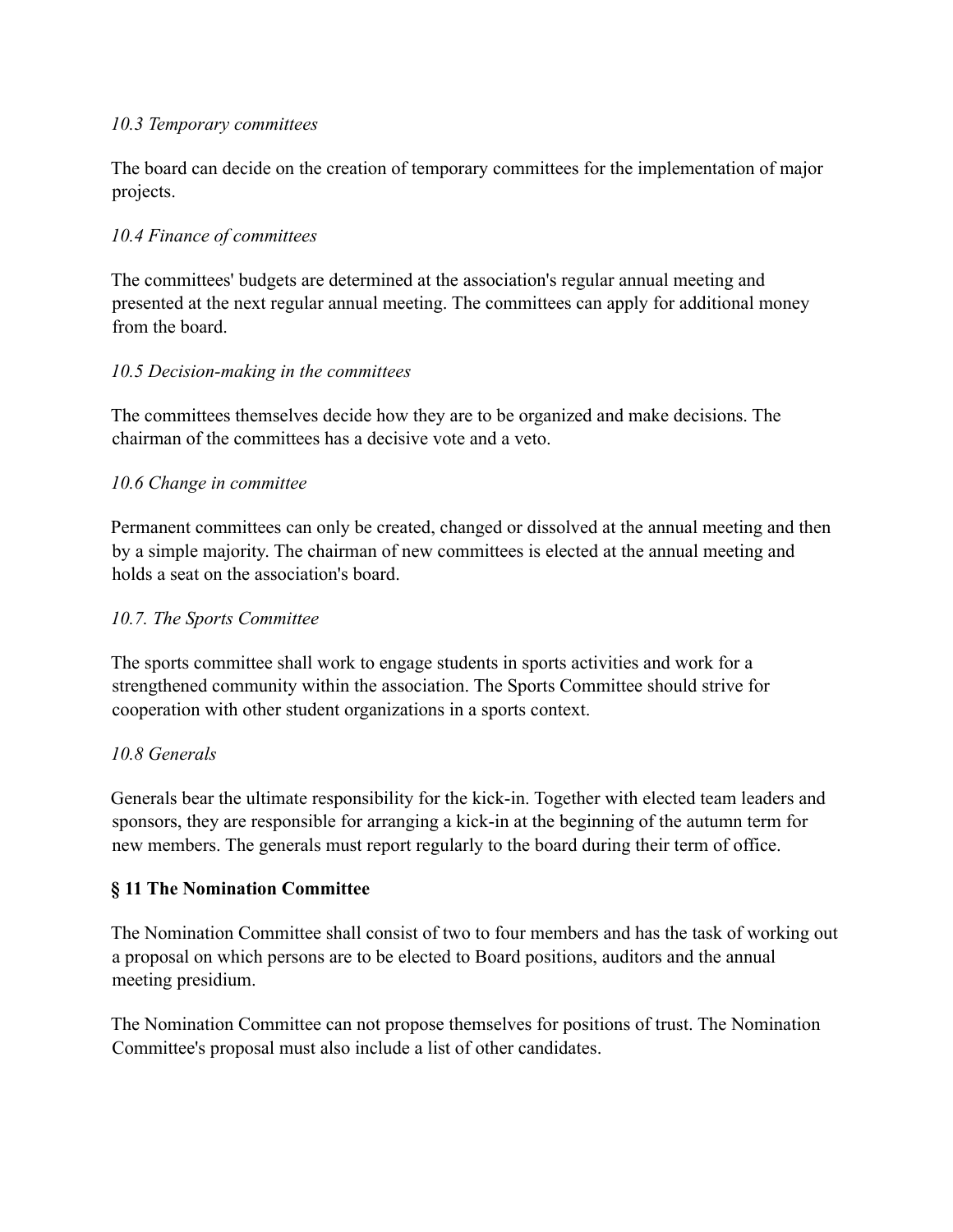*10.3 Temporary committees*

The board can decide on the creation of temporary committees for the implementation of major projects.

*10.4 Finance of committees*

The committees' budgets are determined at the association's regular annual meeting and presented at the next regular annual meeting. The committees can apply for additional money from the board.

*10.5 Decision-making in the committees*

The committees themselves decide how they are to be organized and make decisions. The chairman of the committees has a decisive vote and a veto.

*10.6 Change in committee*

Permanent committees can only be created, changed or dissolved at the annual meeting and then by a simple majority. The chairman of new committees is elected at the annual meeting and holds a seat on the association's board.

*10.7. The Sports Committee*

The sports committee shall work to engage students in sports activities and work for a strengthened community within the association. The Sports Committee should strive for cooperation with other student organizations in a sports context.

*10.8 Generals*

Generals bear the ultimate responsibility for the kick-in. Together with elected team leaders and sponsors, they are responsible for arranging a kick-in at the beginning of the autumn term for new members. The generals must report regularly to the board during their term of office.

## § 11 The Nomination Committee

The Nomination Committee shall consist of two to four members and has the task of working out a proposal on which persons are to be elected to Board positions, auditors and the annual meeting presidium.

The Nomination Committee can not propose themselves for positions of trust. The Nomination Committee's proposal must also include a list of other candidates.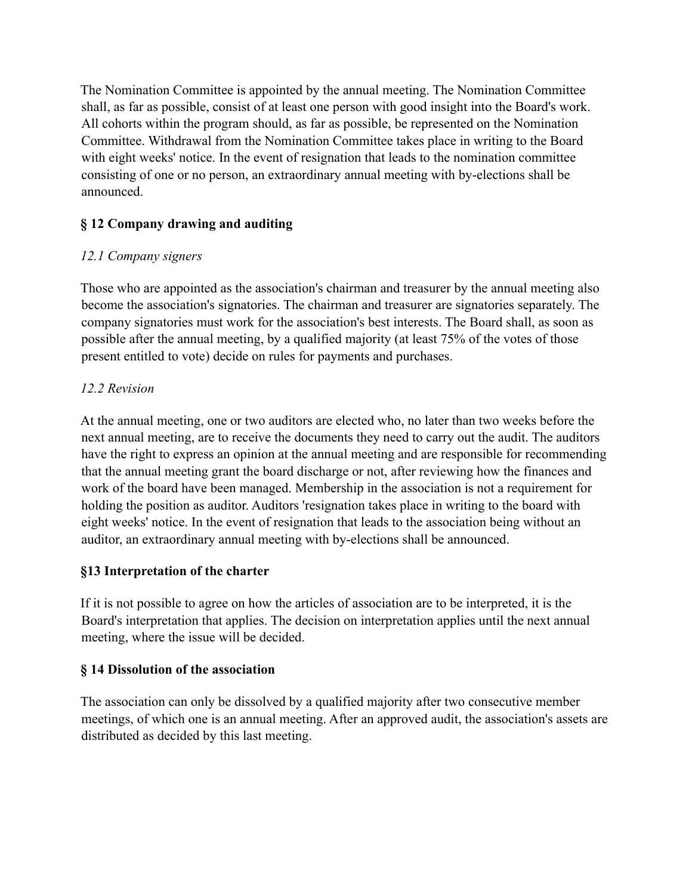The Nomination Committee is appointed by the annual meeting. The Nomination Committee shall, as far as possible, consist of at least one person with good insight into the Board's work. All cohorts within the program should, as far as possible, be represented on the Nomination Committee. Withdrawal from the Nomination Committee takes place in writing to the Board with eight weeks' notice. In the event of resignation that leads to the nomination committee consisting of one or no person, an extraordinary annual meeting with by-elections shall be announced.

## § 12 Company drawing and auditing

### *12.1 Company signers*

Those who are appointed as the association's chairman and treasurer by the annual meeting also become the association's signatories. The chairman and treasurer are signatories separately. The company signatories must work for the association's best interests. The Board shall, as soon as possible after the annual meeting, by a qualified majority (at least 75% of the votes of those present entitled to vote) decide on rules for payments and purchases.

### *12.2 Revision*

At the annual meeting, one or two auditors are elected who, no later than two weeks before the next annual meeting, are to receive the documents they need to carry out the audit. The auditors have the right to express an opinion at the annual meeting and are responsible for recommending that the annual meeting grant the board discharge or not, after reviewing how the finances and work of the board have been managed. Membership in the association is not a requirement for holding the position as auditor. Auditors 'resignation takes place in writing to the board with eight weeks' notice. In the event of resignation that leads to the association being without an auditor, an extraordinary annual meeting with by-elections shall be announced.

## §13 Interpretation of the charter

If it is not possible to agree on how the articles of association are to be interpreted, it is the Board's interpretation that applies. The decision on interpretation applies until the next annual meeting, where the issue will be decided.

## § 14 Dissolution of the association

The association can only be dissolved by a qualified majority after two consecutive member meetings, of which one is an annual meeting. After an approved audit, the association's assets are distributed as decided by this last meeting.